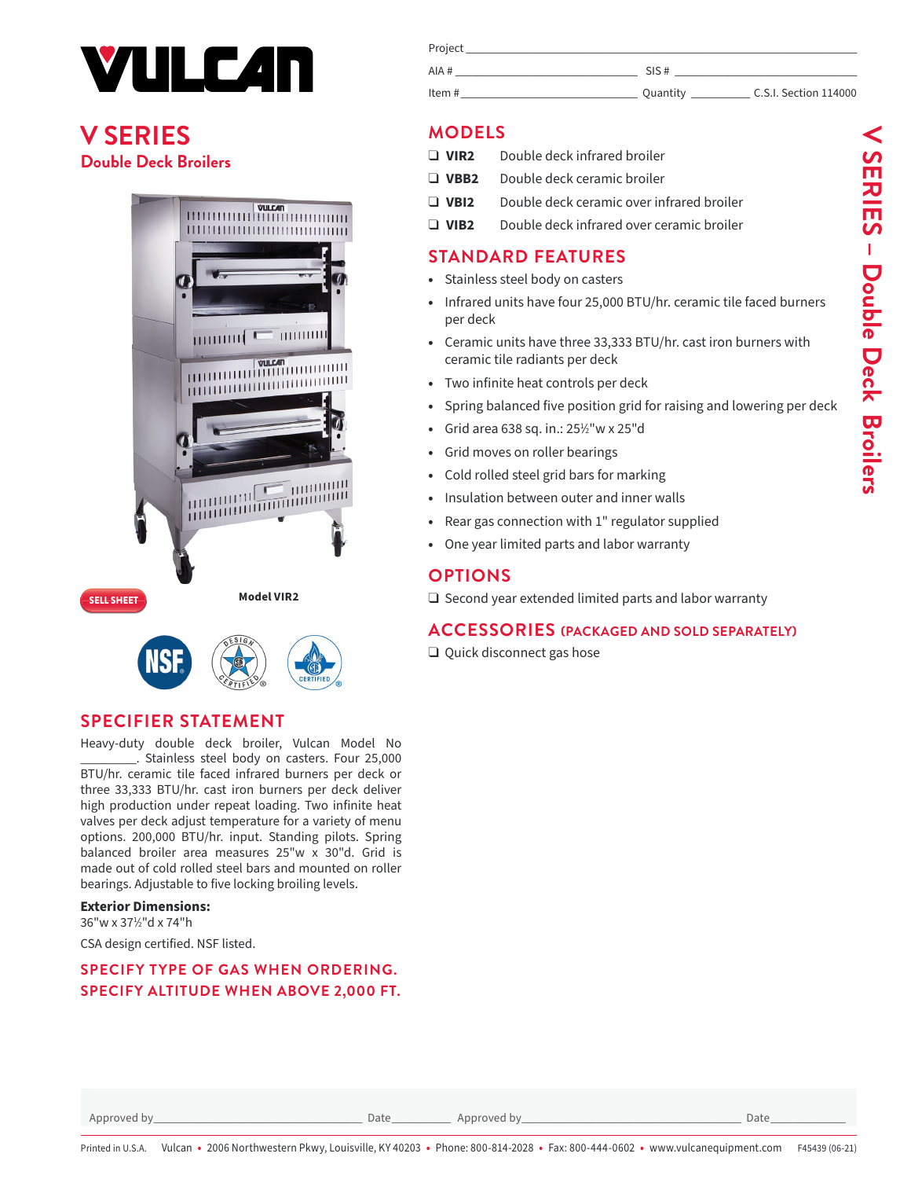# VULCAN

## V SERIES
### Double Deck Broilers

Project ______________________________

AIA # ______________ SIS # ______________

Item # ______________ Quantity __________ C.S.I. Section 114000

Model VIR2

SELL SHEET

## MODELS

- ❑ **VIR2** Double deck infrared broiler
- ❑ **VBB2** Double deck ceramic broiler
- ❑ **VBI2** Double deck ceramic over infrared broiler
- ❑ **VIB2** Double deck infrared over ceramic broiler

## STANDARD FEATURES

- Stainless steel body on casters
- Infrared units have four 25,000 BTU/hr. ceramic tile faced burners per deck
- Ceramic units have three 33,333 BTU/hr. cast iron burners with ceramic tile radiants per deck
- Two infinite heat controls per deck
- Spring balanced five position grid for raising and lowering per deck
- Grid area 638 sq. in.: 25½"w x 25"d
- Grid moves on roller bearings
- Cold rolled steel grid bars for marking
- Insulation between outer and inner walls
- Rear gas connection with 1" regulator supplied
- One year limited parts and labor warranty

## OPTIONS

- ❑ Second year extended limited parts and labor warranty

## ACCESSORIES (PACKAGED AND SOLD SEPARATELY)

- ❑ Quick disconnect gas hose

## SPECIFIER STATEMENT

Heavy-duty double deck broiler, Vulcan Model No ________. Stainless steel body on casters. Four 25,000 BTU/hr. ceramic tile faced infrared burners per deck or three 33,333 BTU/hr. cast iron burners per deck deliver high production under repeat loading. Two infinite heat valves per deck adjust temperature for a variety of menu options. 200,000 BTU/hr. input. Standing pilots. Spring balanced broiler area measures 25"w x 30"d. Grid is made out of cold rolled steel bars and mounted on roller bearings. Adjustable to five locking broiling levels.

**Exterior Dimensions:**
36"w x 37½"d x 74"h

CSA design certified. NSF listed.

**SPECIFY TYPE OF GAS WHEN ORDERING.**
**SPECIFY ALTITUDE WHEN ABOVE 2,000 FT.**

Approved by ______________ Date ________ Approved by ______________ Date ________

Printed in U.S.A. Vulcan • 2006 Northwestern Pkwy, Louisville, KY 40203 • Phone: 800-814-2028 • Fax: 800-444-0602 • www.vulcanequipment.com F45439 (06-21)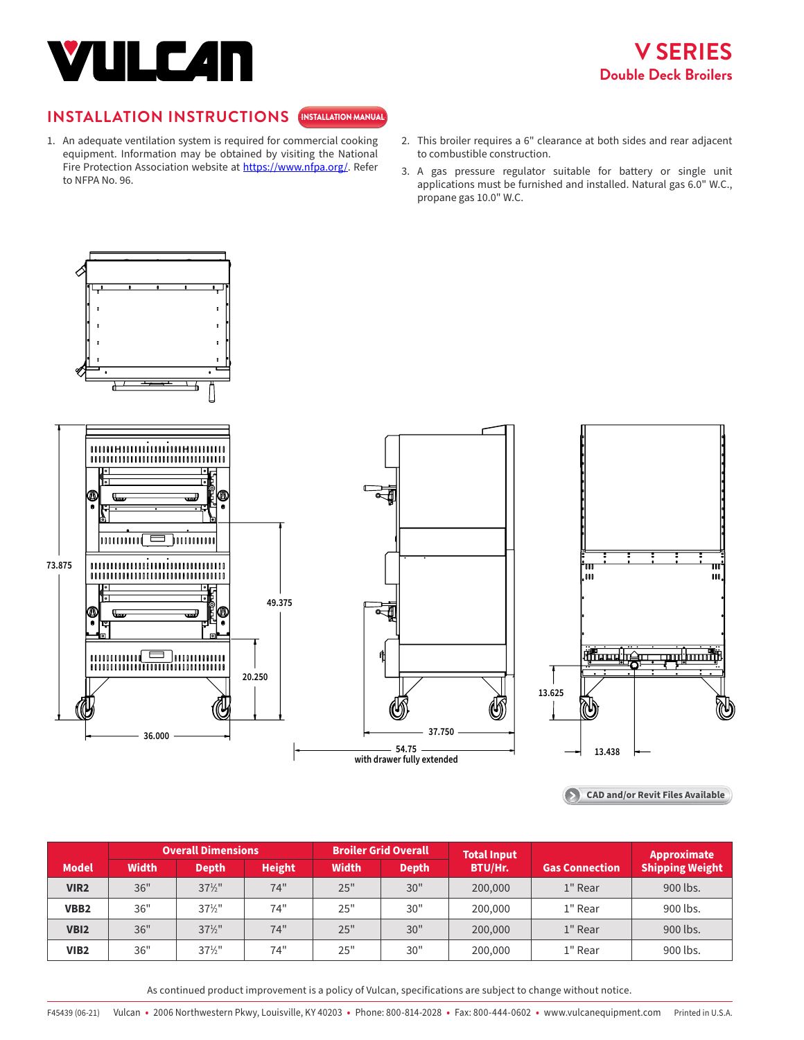# V SERIES

## Double Deck Broilers

## INSTALLATION INSTRUCTIONS

INSTALLATION MANUAL

1. An adequate ventilation system is required for commercial cooking equipment. Information may be obtained by visiting the National Fire Protection Association website at https://www.nfpa.org/. Refer to NFPA No. 96.
2. This broiler requires a 6" clearance at both sides and rear adjacent to combustible construction.
3. A gas pressure regulator suitable for battery or single unit applications must be furnished and installed. Natural gas 6.0" W.C., propane gas 10.0" W.C.

73.875

49.375

20.250

36.000

37.750

54.75
with drawer fully extended

13.625

13.438

CAD and/or Revit Files Available

| Model | Overall Dimensions | | | Broiler Grid Overall | | Total Input BTU/Hr. | Gas Connection | Approximate Shipping Weight |
|---|---|---|---|---|---|---|---|---|
| | Width | Depth | Height | Width | Depth | | | |
| VIR2 | 36" | 37½" | 74" | 25" | 30" | 200,000 | 1" Rear | 900 lbs. |
| VBB2 | 36" | 37½" | 74" | 25" | 30" | 200,000 | 1" Rear | 900 lbs. |
| VBI2 | 36" | 37½" | 74" | 25" | 30" | 200,000 | 1" Rear | 900 lbs. |
| VIB2 | 36" | 37½" | 74" | 25" | 30" | 200,000 | 1" Rear | 900 lbs. |

As continued product improvement is a policy of Vulcan, specifications are subject to change without notice.

F45439 (06-21) Vulcan • 2006 Northwestern Pkwy, Louisville, KY 40203 • Phone: 800-814-2028 • Fax: 800-444-0602 • www.vulcanequipment.com Printed in U.S.A.